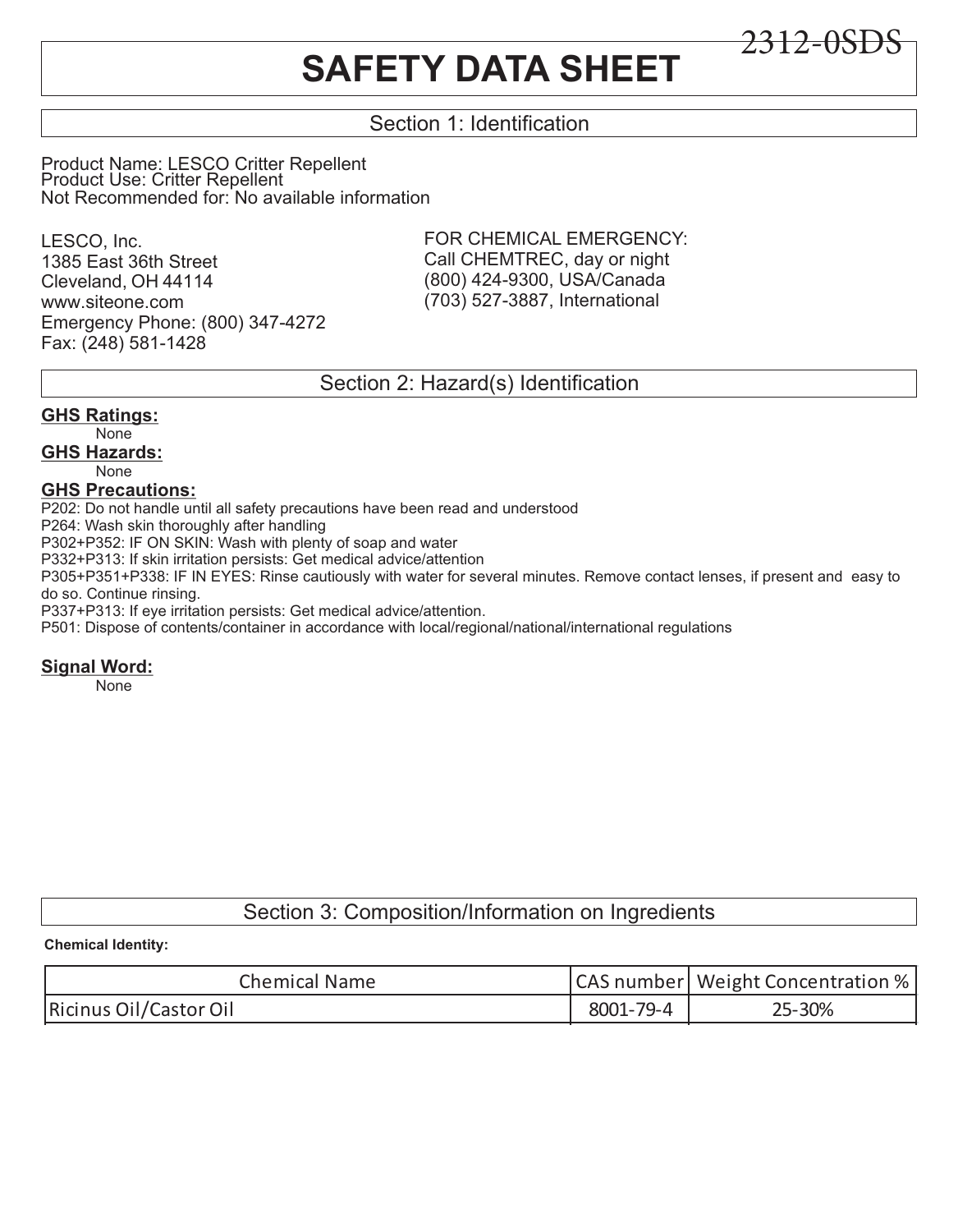2312-0SDS

# SAFETY DATA SHEET

## Section 1: Identification

Product Name: LESCO Critter Repellent
Product Use: Critter Repellent
Not Recommended for: No available information

LESCO, Inc.
1385 East 36th Street
Cleveland, OH 44114
www.siteone.com
Emergency Phone: (800) 347-4272
Fax: (248) 581-1428

FOR CHEMICAL EMERGENCY:
Call CHEMTREC, day or night
(800) 424-9300, USA/Canada
(703) 527-3887, International

## Section 2: Hazard(s) Identification

**GHS Ratings:**

None

**GHS Hazards:**

None

**GHS Precautions:**

P202: Do not handle until all safety precautions have been read and understood
P264: Wash skin thoroughly after handling
P302+P352: IF ON SKIN: Wash with plenty of soap and water
P332+P313: If skin irritation persists: Get medical advice/attention
P305+P351+P338: IF IN EYES: Rinse cautiously with water for several minutes. Remove contact lenses, if present and easy to do so. Continue rinsing.
P337+P313: If eye irritation persists: Get medical advice/attention.
P501: Dispose of contents/container in accordance with local/regional/national/international regulations

**Signal Word:**

None

## Section 3: Composition/Information on Ingredients

**Chemical Identity:**

| Chemical Name | CAS number | Weight Concentration % |
|---|---|---|
| Ricinus Oil/Castor Oil | 8001-79-4 | 25-30% |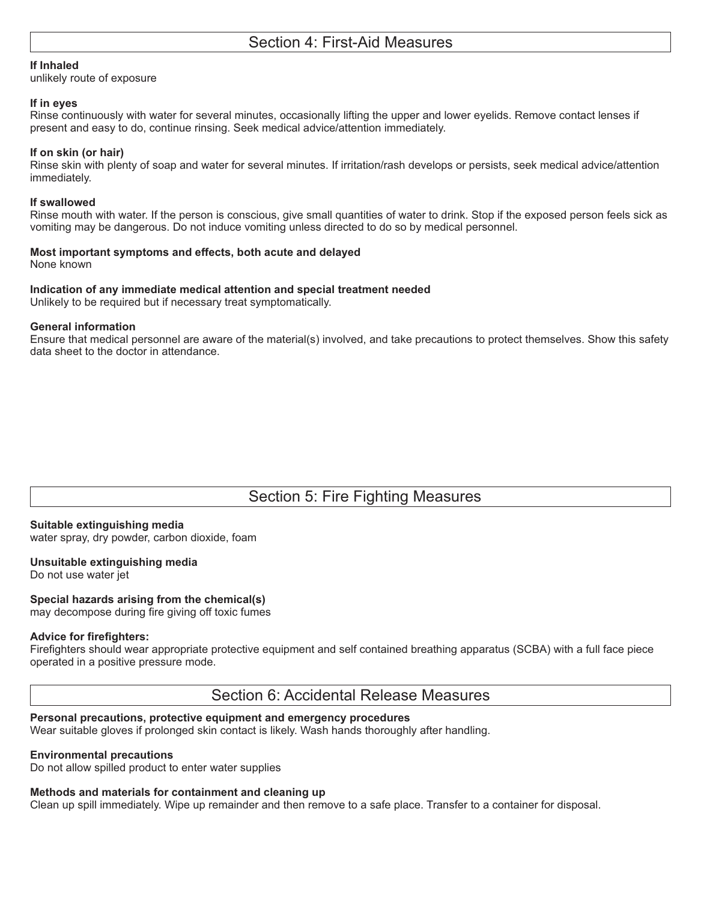## Section 4: First-Aid Measures

**If Inhaled**
unlikely route of exposure

**If in eyes**
Rinse continuously with water for several minutes, occasionally lifting the upper and lower eyelids. Remove contact lenses if present and easy to do, continue rinsing. Seek medical advice/attention immediately.

**If on skin (or hair)**
Rinse skin with plenty of soap and water for several minutes. If irritation/rash develops or persists, seek medical advice/attention immediately.

**If swallowed**
Rinse mouth with water. If the person is conscious, give small quantities of water to drink. Stop if the exposed person feels sick as vomiting may be dangerous. Do not induce vomiting unless directed to do so by medical personnel.

**Most important symptoms and effects, both acute and delayed**
None known

**Indication of any immediate medical attention and special treatment needed**
Unlikely to be required but if necessary treat symptomatically.

**General information**
Ensure that medical personnel are aware of the material(s) involved, and take precautions to protect themselves. Show this safety data sheet to the doctor in attendance.

## Section 5: Fire Fighting Measures

**Suitable extinguishing media**
water spray, dry powder, carbon dioxide, foam

**Unsuitable extinguishing media**
Do not use water jet

**Special hazards arising from the chemical(s)**
may decompose during fire giving off toxic fumes

**Advice for firefighters:**
Firefighters should wear appropriate protective equipment and self contained breathing apparatus (SCBA) with a full face piece operated in a positive pressure mode.

## Section 6: Accidental Release Measures

**Personal precautions, protective equipment and emergency procedures**
Wear suitable gloves if prolonged skin contact is likely. Wash hands thoroughly after handling.

**Environmental precautions**
Do not allow spilled product to enter water supplies

**Methods and materials for containment and cleaning up**
Clean up spill immediately. Wipe up remainder and then remove to a safe place. Transfer to a container for disposal.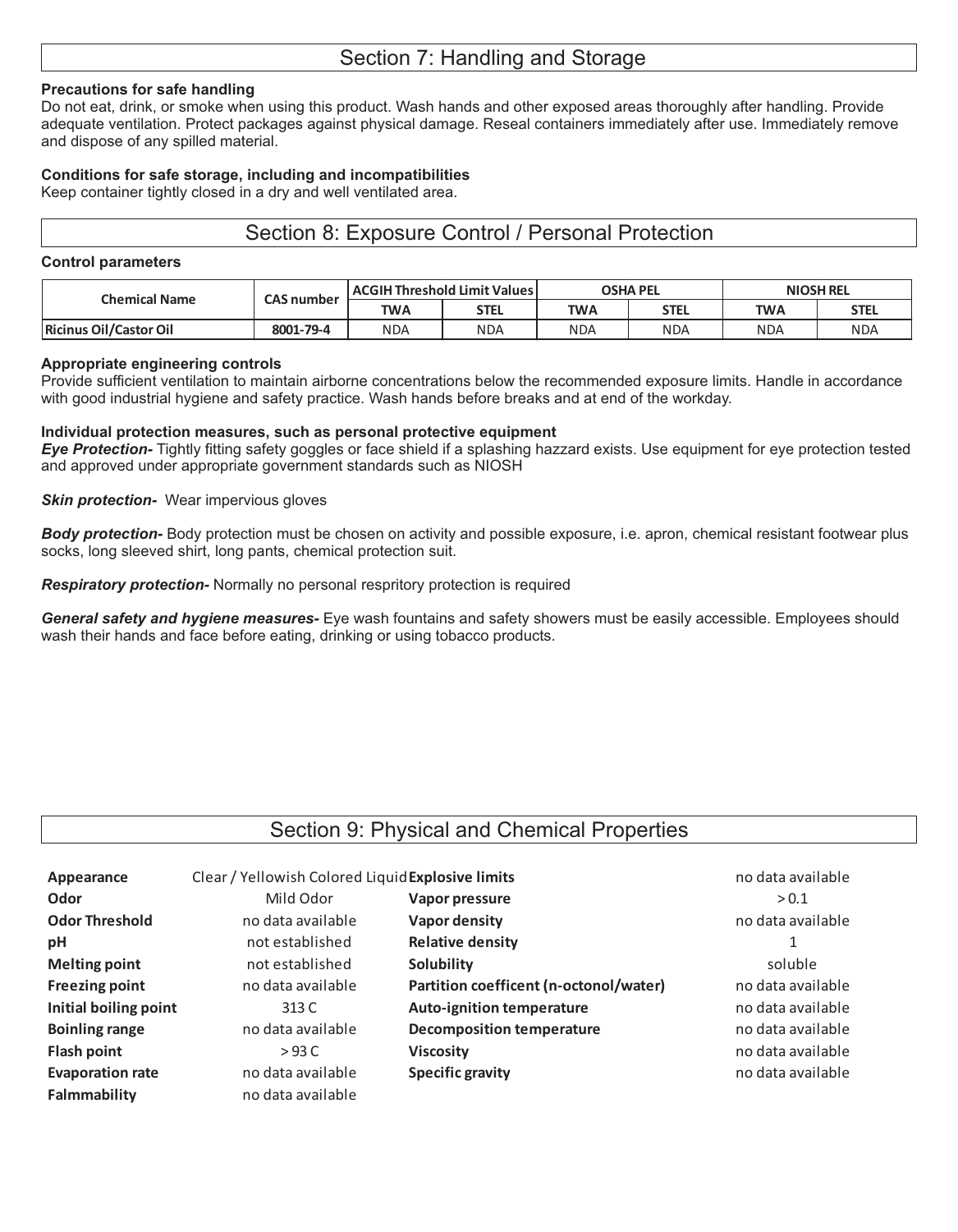## Section 7: Handling and Storage

**Precautions for safe handling**
Do not eat, drink, or smoke when using this product. Wash hands and other exposed areas thoroughly after handling. Provide adequate ventilation. Protect packages against physical damage. Reseal containers immediately after use. Immediately remove and dispose of any spilled material.

**Conditions for safe storage, including and incompatibilities**
Keep container tightly closed in a dry and well ventilated area.

## Section 8: Exposure Control / Personal Protection

**Control parameters**

| Chemical Name | CAS number | ACGIH Threshold Limit Values | | OSHA PEL | | NIOSH REL | |
|---|---|---|---|---|---|---|---|
| | | TWA | STEL | TWA | STEL | TWA | STEL |
| Ricinus Oil/Castor Oil | 8001-79-4 | NDA | NDA | NDA | NDA | NDA | NDA |

**Appropriate engineering controls**
Provide sufficient ventilation to maintain airborne concentrations below the recommended exposure limits. Handle in accordance with good industrial hygiene and safety practice. Wash hands before breaks and at end of the workday.

**Individual protection measures, such as personal protective equipment**
***Eye Protection-*** Tightly fitting safety goggles or face shield if a splashing hazzard exists. Use equipment for eye protection tested and approved under appropriate government standards such as NIOSH

***Skin protection-*** Wear impervious gloves

***Body protection-*** Body protection must be chosen on activity and possible exposure, i.e. apron, chemical resistant footwear plus socks, long sleeved shirt, long pants, chemical protection suit.

***Respiratory protection-*** Normally no personal respritory protection is required

***General safety and hygiene measures-*** Eye wash fountains and safety showers must be easily accessible. Employees should wash their hands and face before eating, drinking or using tobacco products.

## Section 9: Physical and Chemical Properties

| Property | Value |
|---|---|
| **Appearance** | Clear / Yellowish Colored Liquid |
| **Odor** | Mild Odor |
| **Odor Threshold** | no data available |
| **pH** | not established |
| **Melting point** | not established |
| **Freezing point** | no data available |
| **Initial boiling point** | 313 C |
| **Boinling range** | no data available |
| **Flash point** | > 93 C |
| **Evaporation rate** | no data available |
| **Falmmability** | no data available |
| **Explosive limits** | no data available |
| **Vapor pressure** | > 0.1 |
| **Vapor density** | no data available |
| **Relative density** | 1 |
| **Solubility** | soluble |
| **Partition coefficent (n-octonol/water)** | no data available |
| **Auto-ignition temperature** | no data available |
| **Decomposition temperature** | no data available |
| **Viscosity** | no data available |
| **Specific gravity** | no data available |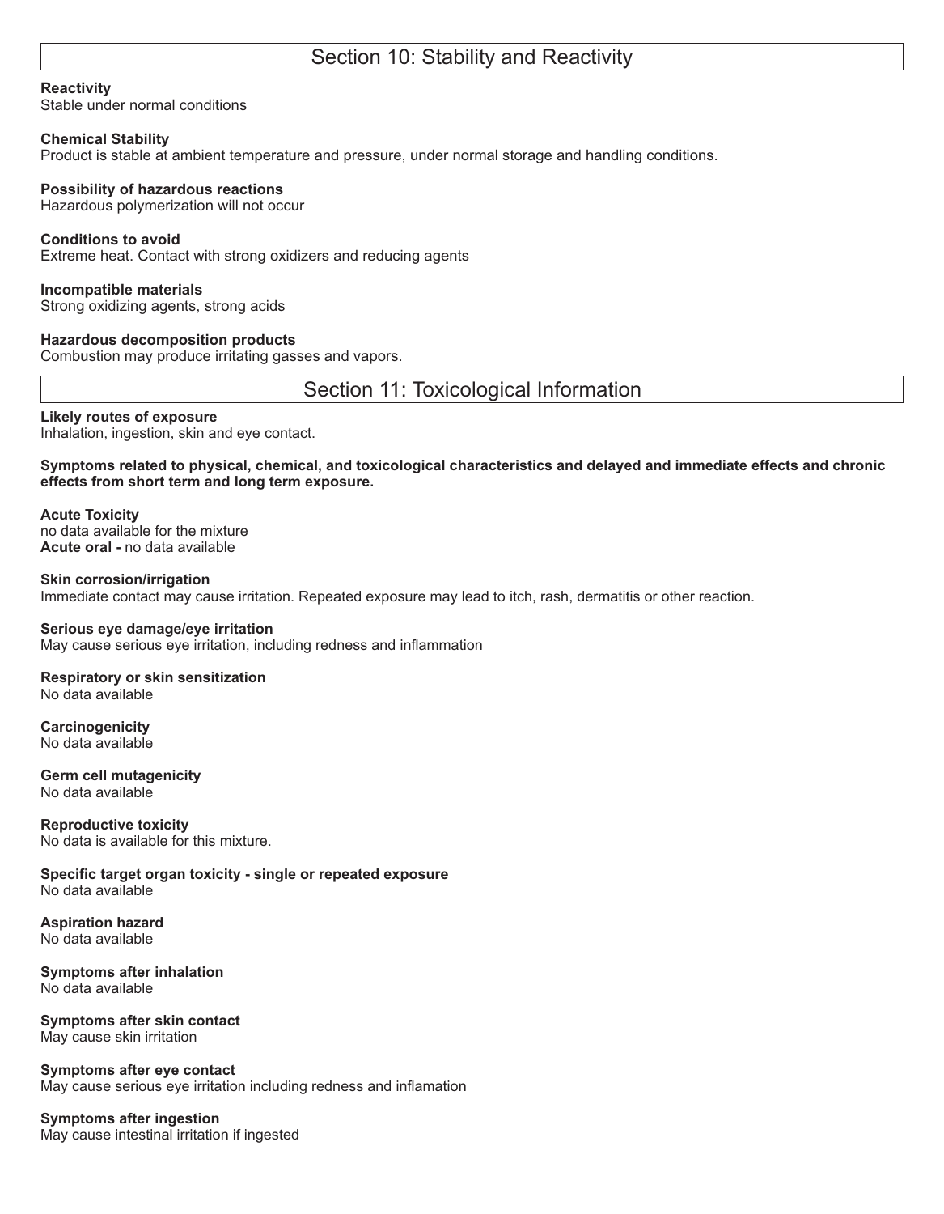## Section 10: Stability and Reactivity

**Reactivity**
Stable under normal conditions

**Chemical Stability**
Product is stable at ambient temperature and pressure, under normal storage and handling conditions.

**Possibility of hazardous reactions**
Hazardous polymerization will not occur

**Conditions to avoid**
Extreme heat. Contact with strong oxidizers and reducing agents

**Incompatible materials**
Strong oxidizing agents, strong acids

**Hazardous decomposition products**
Combustion may produce irritating gasses and vapors.

## Section 11: Toxicological Information

**Likely routes of exposure**
Inhalation, ingestion, skin and eye contact.

**Symptoms related to physical, chemical, and toxicological characteristics and delayed and immediate effects and chronic effects from short term and long term exposure.**

**Acute Toxicity**
no data available for the mixture
**Acute oral -** no data available

**Skin corrosion/irrigation**
Immediate contact may cause irritation. Repeated exposure may lead to itch, rash, dermatitis or other reaction.

**Serious eye damage/eye irritation**
May cause serious eye irritation, including redness and inflammation

**Respiratory or skin sensitization**
No data available

**Carcinogenicity**
No data available

**Germ cell mutagenicity**
No data available

**Reproductive toxicity**
No data is available for this mixture.

**Specific target organ toxicity - single or repeated exposure**
No data available

**Aspiration hazard**
No data available

**Symptoms after inhalation**
No data available

**Symptoms after skin contact**
May cause skin irritation

**Symptoms after eye contact**
May cause serious eye irritation including redness and inflamation

**Symptoms after ingestion**
May cause intestinal irritation if ingested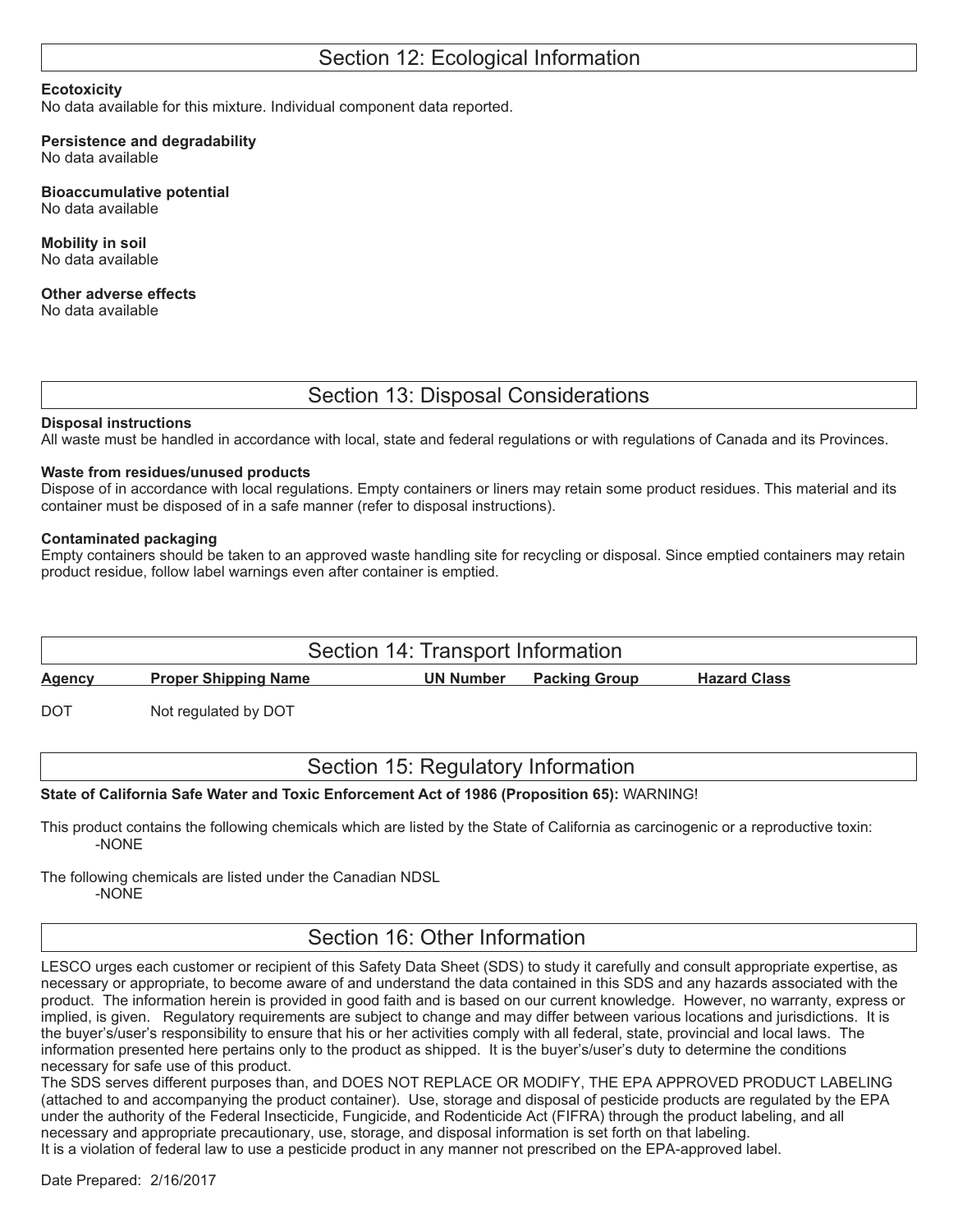## Section 12: Ecological Information

**Ecotoxicity**
No data available for this mixture. Individual component data reported.

**Persistence and degradability**
No data available

**Bioaccumulative potential**
No data available

**Mobility in soil**
No data available

**Other adverse effects**
No data available

## Section 13: Disposal Considerations

**Disposal instructions**
All waste must be handled in accordance with local, state and federal regulations or with regulations of Canada and its Provinces.

**Waste from residues/unused products**
Dispose of in accordance with local regulations. Empty containers or liners may retain some product residues. This material and its container must be disposed of in a safe manner (refer to disposal instructions).

**Contaminated packaging**
Empty containers should be taken to an approved waste handling site for recycling or disposal. Since emptied containers may retain product residue, follow label warnings even after container is emptied.

## Section 14: Transport Information

| Agency | Proper Shipping Name | UN Number | Packing Group | Hazard Class |
|---|---|---|---|---|
| DOT | Not regulated by DOT | | | |

## Section 15: Regulatory Information

**State of California Safe Water and Toxic Enforcement Act of 1986 (Proposition 65):** WARNING!

This product contains the following chemicals which are listed by the State of California as carcinogenic or a reproductive toxin:
-NONE

The following chemicals are listed under the Canadian NDSL
-NONE

## Section 16: Other Information

LESCO urges each customer or recipient of this Safety Data Sheet (SDS) to study it carefully and consult appropriate expertise, as necessary or appropriate, to become aware of and understand the data contained in this SDS and any hazards associated with the product. The information herein is provided in good faith and is based on our current knowledge. However, no warranty, express or implied, is given. Regulatory requirements are subject to change and may differ between various locations and jurisdictions. It is the buyer's/user's responsibility to ensure that his or her activities comply with all federal, state, provincial and local laws. The information presented here pertains only to the product as shipped. It is the buyer's/user's duty to determine the conditions necessary for safe use of this product.
The SDS serves different purposes than, and DOES NOT REPLACE OR MODIFY, THE EPA APPROVED PRODUCT LABELING (attached to and accompanying the product container). Use, storage and disposal of pesticide products are regulated by the EPA under the authority of the Federal Insecticide, Fungicide, and Rodenticide Act (FIFRA) through the product labeling, and all necessary and appropriate precautionary, use, storage, and disposal information is set forth on that labeling.
It is a violation of federal law to use a pesticide product in any manner not prescribed on the EPA-approved label.

Date Prepared: 2/16/2017